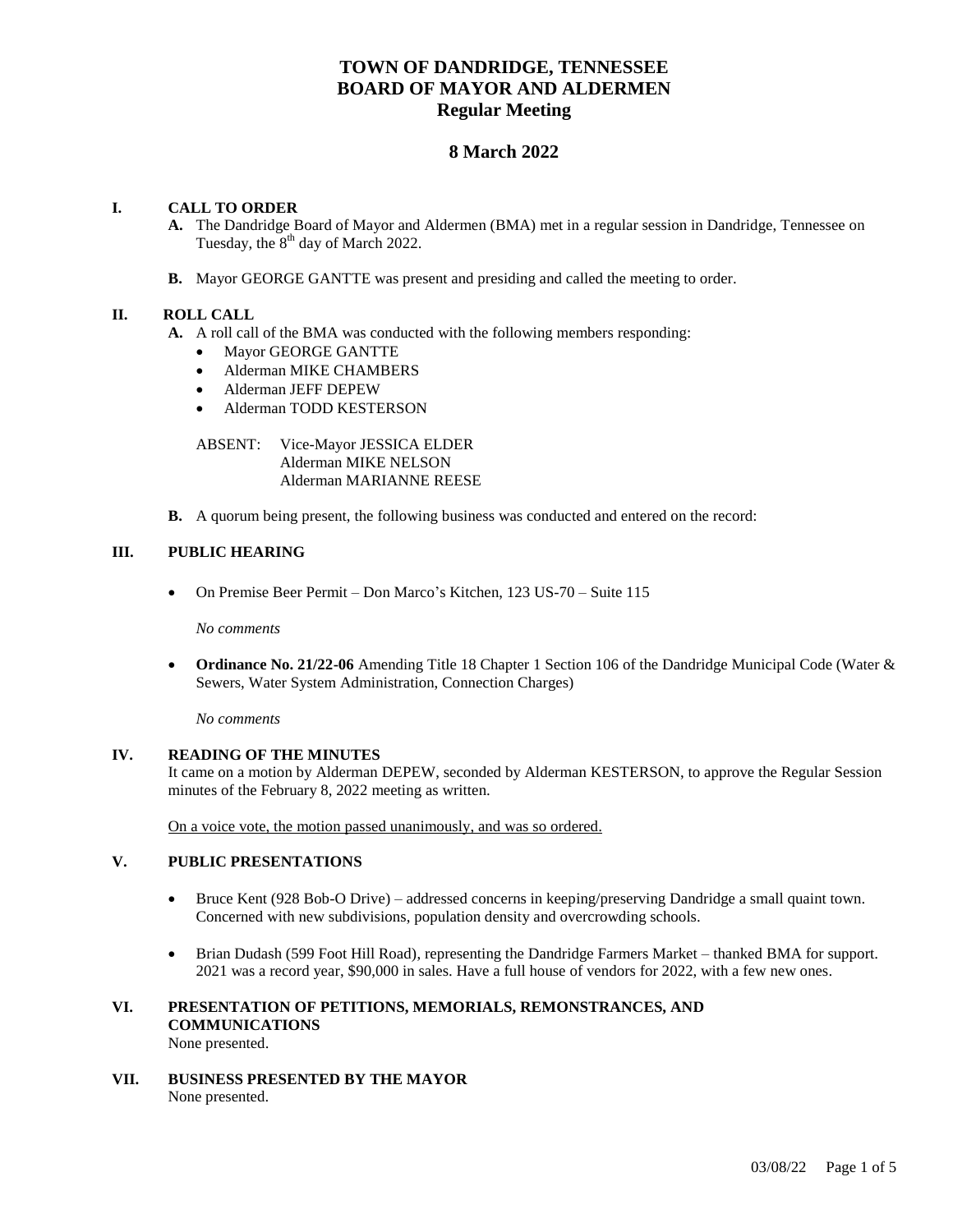# TOWN OF DANDRIDGE, TENNESSEE
# BOARD OF MAYOR AND ALDERMEN
## Regular Meeting

## 8 March 2022

### I. CALL TO ORDER

**A.** The Dandridge Board of Mayor and Aldermen (BMA) met in a regular session in Dandridge, Tennessee on Tuesday, the 8th day of March 2022.

**B.** Mayor GEORGE GANTTE was present and presiding and called the meeting to order.

### II. ROLL CALL

**A.** A roll call of the BMA was conducted with the following members responding:

- Mayor GEORGE GANTTE
- Alderman MIKE CHAMBERS
- Alderman JEFF DEPEW
- Alderman TODD KESTERSON

ABSENT: Vice-Mayor JESSICA ELDER
Alderman MIKE NELSON
Alderman MARIANNE REESE

**B.** A quorum being present, the following business was conducted and entered on the record:

### III. PUBLIC HEARING

- On Premise Beer Permit – Don Marco's Kitchen, 123 US-70 – Suite 115

  *No comments*

- **Ordinance No. 21/22-06** Amending Title 18 Chapter 1 Section 106 of the Dandridge Municipal Code (Water & Sewers, Water System Administration, Connection Charges)

  *No comments*

### IV. READING OF THE MINUTES

It came on a motion by Alderman DEPEW, seconded by Alderman KESTERSON, to approve the Regular Session minutes of the February 8, 2022 meeting as written.

<u>On a voice vote, the motion passed unanimously, and was so ordered.</u>

### V. PUBLIC PRESENTATIONS

- Bruce Kent (928 Bob-O Drive) – addressed concerns in keeping/preserving Dandridge a small quaint town. Concerned with new subdivisions, population density and overcrowding schools.

- Brian Dudash (599 Foot Hill Road), representing the Dandridge Farmers Market – thanked BMA for support. 2021 was a record year, $90,000 in sales. Have a full house of vendors for 2022, with a few new ones.

### VI. PRESENTATION OF PETITIONS, MEMORIALS, REMONSTRANCES, AND COMMUNICATIONS

None presented.

### VII. BUSINESS PRESENTED BY THE MAYOR

None presented.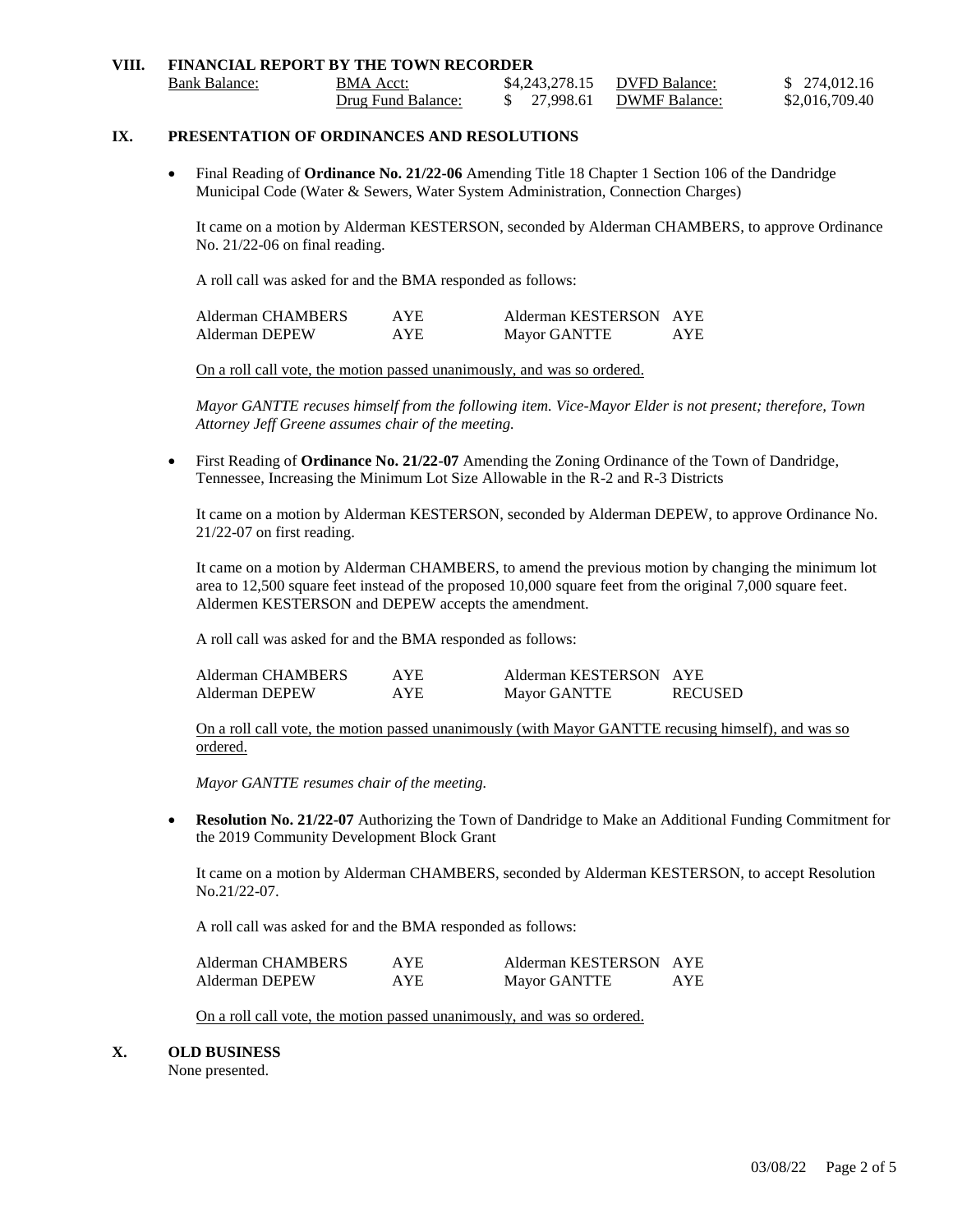## VIII. FINANCIAL REPORT BY THE TOWN RECORDER

| Bank Balance: | BMA Acct: | $4,243,278.15 | DVFD Balance: | $ 274,012.16 |
|---|---|---|---|---|
| | Drug Fund Balance: | $ 27,998.61 | DWMF Balance: | $2,016,709.40 |

## IX. PRESENTATION OF ORDINANCES AND RESOLUTIONS

- Final Reading of **Ordinance No. 21/22-06** Amending Title 18 Chapter 1 Section 106 of the Dandridge Municipal Code (Water & Sewers, Water System Administration, Connection Charges)

  It came on a motion by Alderman KESTERSON, seconded by Alderman CHAMBERS, to approve Ordinance No. 21/22-06 on final reading.

  A roll call was asked for and the BMA responded as follows:

  | | | | |
  |---|---|---|---|
  | Alderman CHAMBERS | AYE | Alderman KESTERSON | AYE |
  | Alderman DEPEW | AYE | Mayor GANTTE | AYE |

  On a roll call vote, the motion passed unanimously, and was so ordered.

  *Mayor GANTTE recuses himself from the following item. Vice-Mayor Elder is not present; therefore, Town Attorney Jeff Greene assumes chair of the meeting.*

- First Reading of **Ordinance No. 21/22-07** Amending the Zoning Ordinance of the Town of Dandridge, Tennessee, Increasing the Minimum Lot Size Allowable in the R-2 and R-3 Districts

  It came on a motion by Alderman KESTERSON, seconded by Alderman DEPEW, to approve Ordinance No. 21/22-07 on first reading.

  It came on a motion by Alderman CHAMBERS, to amend the previous motion by changing the minimum lot area to 12,500 square feet instead of the proposed 10,000 square feet from the original 7,000 square feet. Aldermen KESTERSON and DEPEW accepts the amendment.

  A roll call was asked for and the BMA responded as follows:

  | | | | |
  |---|---|---|---|
  | Alderman CHAMBERS | AYE | Alderman KESTERSON | AYE |
  | Alderman DEPEW | AYE | Mayor GANTTE | RECUSED |

  On a roll call vote, the motion passed unanimously (with Mayor GANTTE recusing himself), and was so ordered.

  *Mayor GANTTE resumes chair of the meeting.*

- **Resolution No. 21/22-07** Authorizing the Town of Dandridge to Make an Additional Funding Commitment for the 2019 Community Development Block Grant

  It came on a motion by Alderman CHAMBERS, seconded by Alderman KESTERSON, to accept Resolution No.21/22-07.

  A roll call was asked for and the BMA responded as follows:

  | | | | |
  |---|---|---|---|
  | Alderman CHAMBERS | AYE | Alderman KESTERSON | AYE |
  | Alderman DEPEW | AYE | Mayor GANTTE | AYE |

  On a roll call vote, the motion passed unanimously, and was so ordered.

## X. OLD BUSINESS

None presented.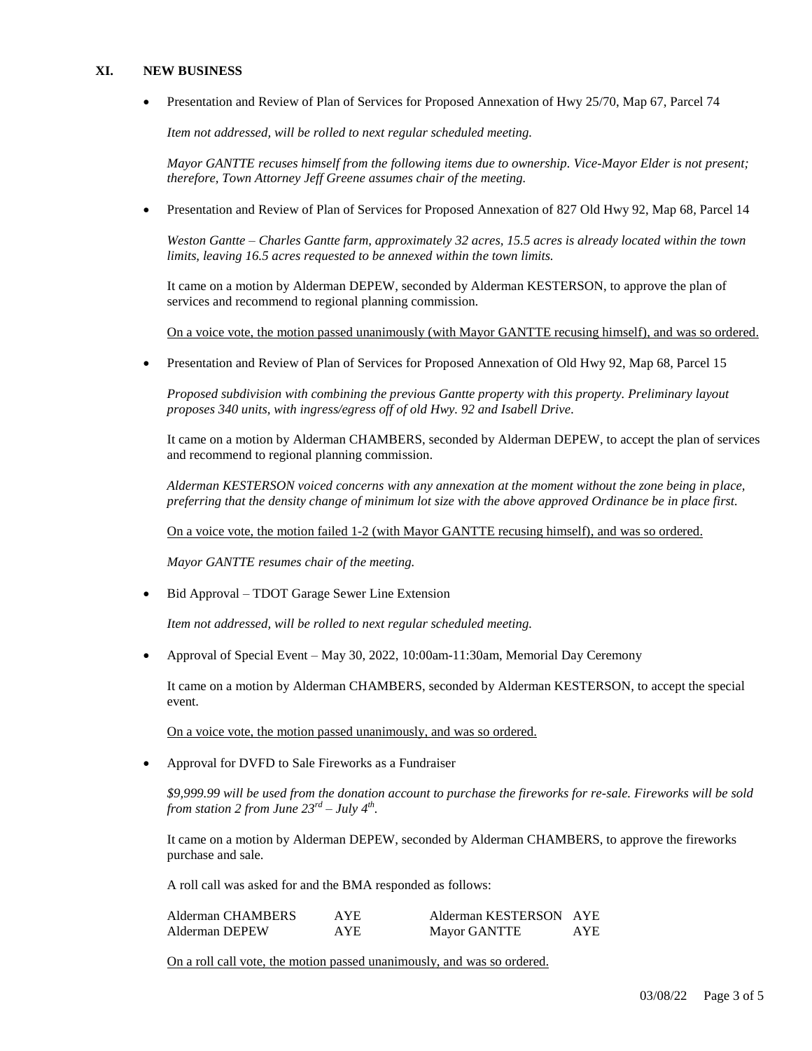## XI. NEW BUSINESS

- Presentation and Review of Plan of Services for Proposed Annexation of Hwy 25/70, Map 67, Parcel 74

  *Item not addressed, will be rolled to next regular scheduled meeting.*

  *Mayor GANTTE recuses himself from the following items due to ownership. Vice-Mayor Elder is not present; therefore, Town Attorney Jeff Greene assumes chair of the meeting.*

- Presentation and Review of Plan of Services for Proposed Annexation of 827 Old Hwy 92, Map 68, Parcel 14

  *Weston Gantte – Charles Gantte farm, approximately 32 acres, 15.5 acres is already located within the town limits, leaving 16.5 acres requested to be annexed within the town limits.*

  It came on a motion by Alderman DEPEW, seconded by Alderman KESTERSON, to approve the plan of services and recommend to regional planning commission.

  On a voice vote, the motion passed unanimously (with Mayor GANTTE recusing himself), and was so ordered.

- Presentation and Review of Plan of Services for Proposed Annexation of Old Hwy 92, Map 68, Parcel 15

  *Proposed subdivision with combining the previous Gantte property with this property. Preliminary layout proposes 340 units, with ingress/egress off of old Hwy. 92 and Isabell Drive.*

  It came on a motion by Alderman CHAMBERS, seconded by Alderman DEPEW, to accept the plan of services and recommend to regional planning commission.

  *Alderman KESTERSON voiced concerns with any annexation at the moment without the zone being in place, preferring that the density change of minimum lot size with the above approved Ordinance be in place first.*

  On a voice vote, the motion failed 1-2 (with Mayor GANTTE recusing himself), and was so ordered.

  *Mayor GANTTE resumes chair of the meeting.*

- Bid Approval – TDOT Garage Sewer Line Extension

  *Item not addressed, will be rolled to next regular scheduled meeting.*

- Approval of Special Event – May 30, 2022, 10:00am-11:30am, Memorial Day Ceremony

  It came on a motion by Alderman CHAMBERS, seconded by Alderman KESTERSON, to accept the special event.

  On a voice vote, the motion passed unanimously, and was so ordered.

- Approval for DVFD to Sale Fireworks as a Fundraiser

  *$9,999.99 will be used from the donation account to purchase the fireworks for re-sale. Fireworks will be sold from station 2 from June 23rd – July 4th.*

  It came on a motion by Alderman DEPEW, seconded by Alderman CHAMBERS, to approve the fireworks purchase and sale.

  A roll call was asked for and the BMA responded as follows:

  | | | | |
  |---|---|---|---|
  | Alderman CHAMBERS | AYE | Alderman KESTERSON | AYE |
  | Alderman DEPEW | AYE | Mayor GANTTE | AYE |

  On a roll call vote, the motion passed unanimously, and was so ordered.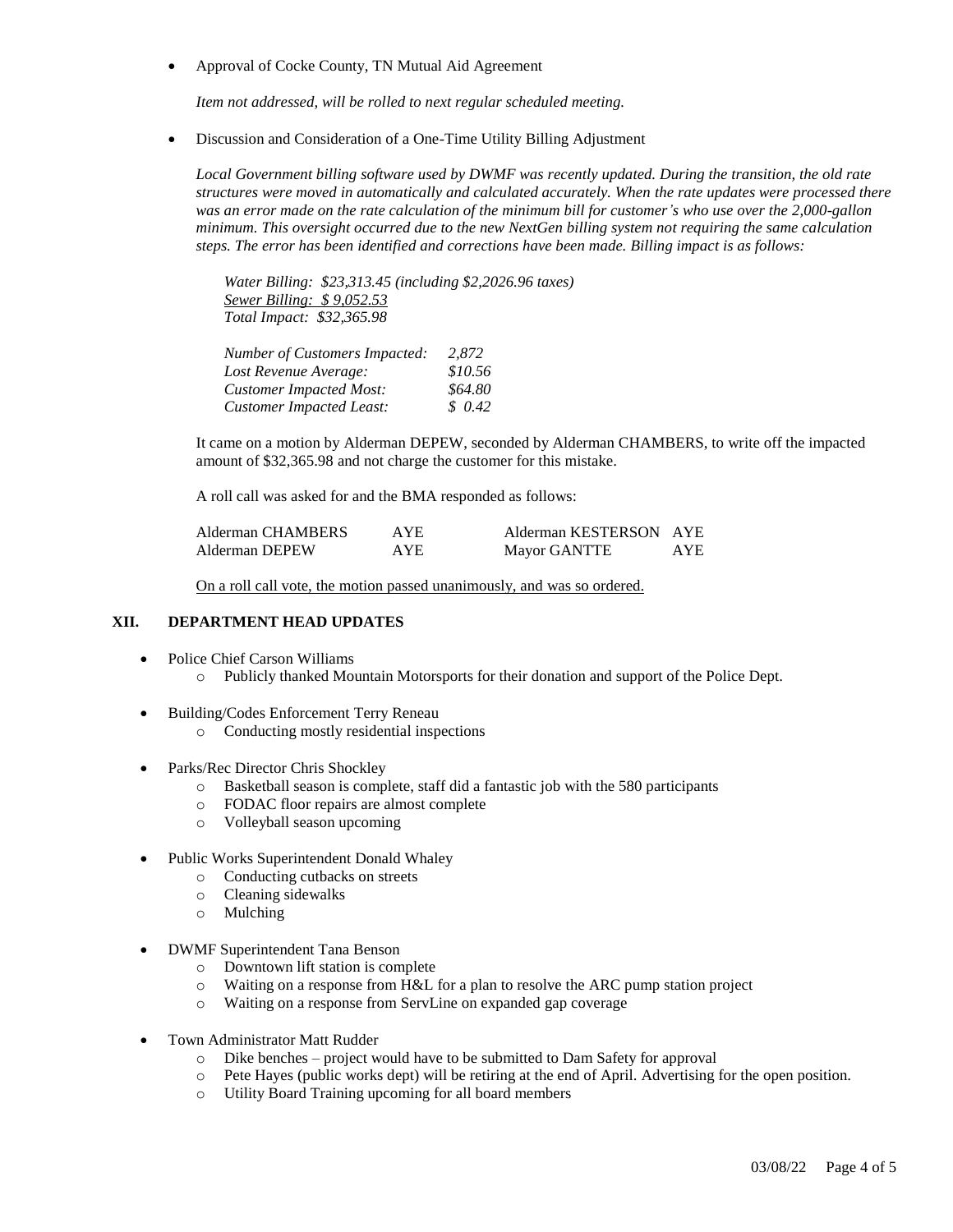- Approval of Cocke County, TN Mutual Aid Agreement

  *Item not addressed, will be rolled to next regular scheduled meeting.*

- Discussion and Consideration of a One-Time Utility Billing Adjustment

  *Local Government billing software used by DWMF was recently updated. During the transition, the old rate structures were moved in automatically and calculated accurately. When the rate updates were processed there was an error made on the rate calculation of the minimum bill for customer's who use over the 2,000-gallon minimum. This oversight occurred due to the new NextGen billing system not requiring the same calculation steps. The error has been identified and corrections have been made. Billing impact is as follows:*

  *Water Billing: $23,313.45 (including $2,2026.96 taxes)*
  *<u>Sewer Billing: $ 9,052.53</u>*
  *Total Impact: $32,365.98*

  | | |
  |---|---|
  | *Number of Customers Impacted:* | *2,872* |
  | *Lost Revenue Average:* | *$10.56* |
  | *Customer Impacted Most:* | *$64.80* |
  | *Customer Impacted Least:* | *$ 0.42* |

  It came on a motion by Alderman DEPEW, seconded by Alderman CHAMBERS, to write off the impacted amount of $32,365.98 and not charge the customer for this mistake.

  A roll call was asked for and the BMA responded as follows:

  | | | | |
  |---|---|---|---|
  | Alderman CHAMBERS | AYE | Alderman KESTERSON | AYE |
  | Alderman DEPEW | AYE | Mayor GANTTE | AYE |

  <u>On a roll call vote, the motion passed unanimously, and was so ordered.</u>

## XII. DEPARTMENT HEAD UPDATES

- Police Chief Carson Williams
  - Publicly thanked Mountain Motorsports for their donation and support of the Police Dept.
- Building/Codes Enforcement Terry Reneau
  - Conducting mostly residential inspections
- Parks/Rec Director Chris Shockley
  - Basketball season is complete, staff did a fantastic job with the 580 participants
  - FODAC floor repairs are almost complete
  - Volleyball season upcoming
- Public Works Superintendent Donald Whaley
  - Conducting cutbacks on streets
  - Cleaning sidewalks
  - Mulching
- DWMF Superintendent Tana Benson
  - Downtown lift station is complete
  - Waiting on a response from H&L for a plan to resolve the ARC pump station project
  - Waiting on a response from ServLine on expanded gap coverage
- Town Administrator Matt Rudder
  - Dike benches – project would have to be submitted to Dam Safety for approval
  - Pete Hayes (public works dept) will be retiring at the end of April. Advertising for the open position.
  - Utility Board Training upcoming for all board members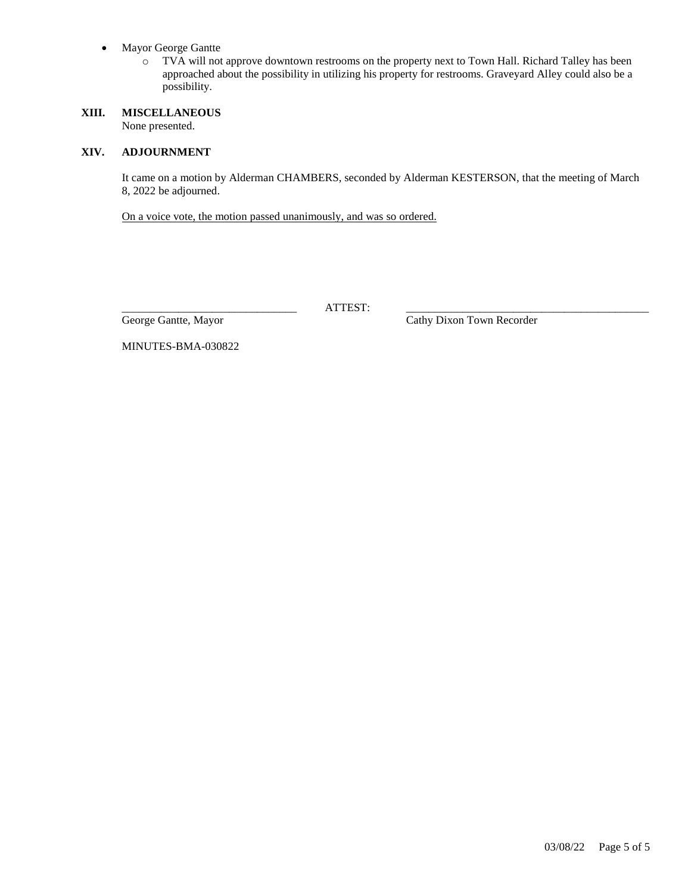- Mayor George Gantte
  - TVA will not approve downtown restrooms on the property next to Town Hall. Richard Talley has been approached about the possibility in utilizing his property for restrooms. Graveyard Alley could also be a possibility.

## XIII. MISCELLANEOUS

None presented.

## XIV. ADJOURNMENT

It came on a motion by Alderman CHAMBERS, seconded by Alderman KESTERSON, that the meeting of March 8, 2022 be adjourned.

On a voice vote, the motion passed unanimously, and was so ordered.

_______________________________ ATTEST: _______________________________________________

George Gantte, Mayor Cathy Dixon Town Recorder

MINUTES-BMA-030822